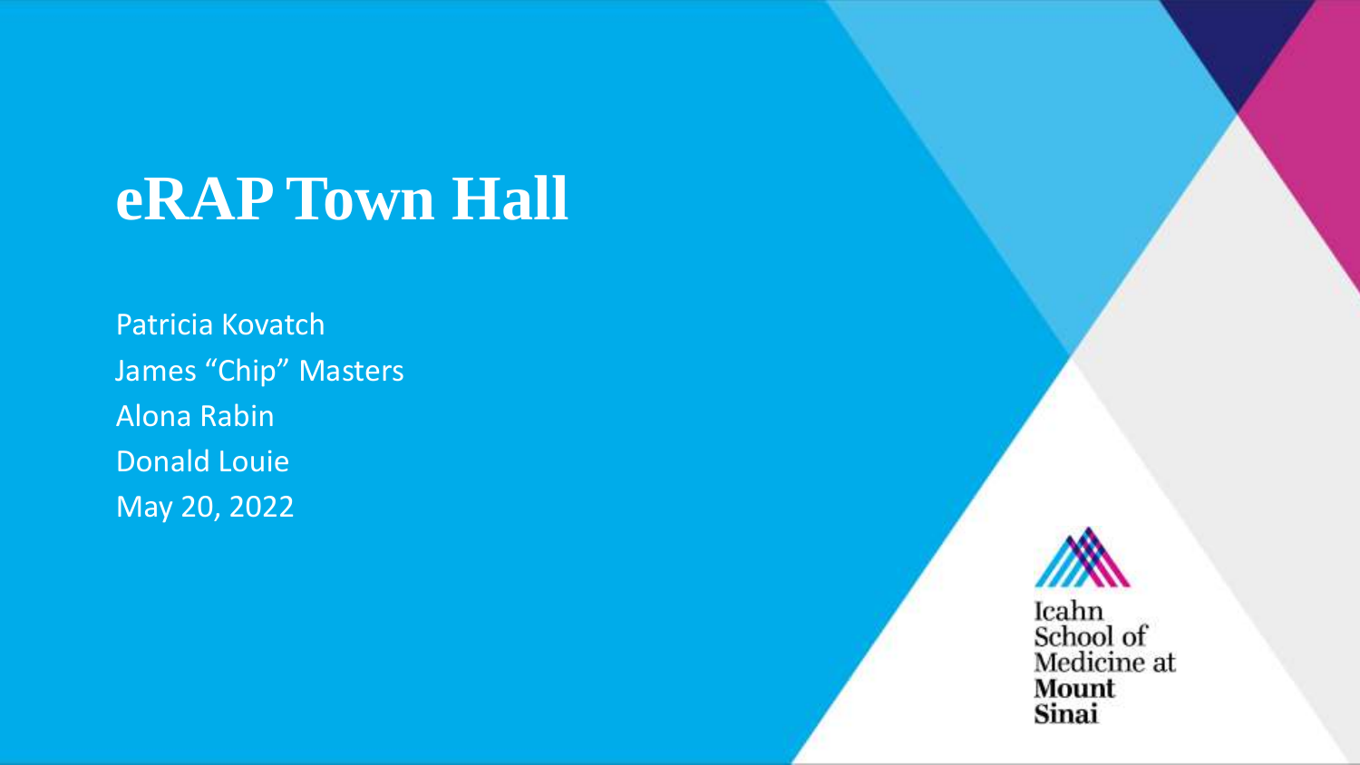# eRAP Town Hall

Patricia Kovatch
James "Chip" Masters
Alona Rabin
Donald Louie
May 20, 2022

Icahn School of Medicine at Mount Sinai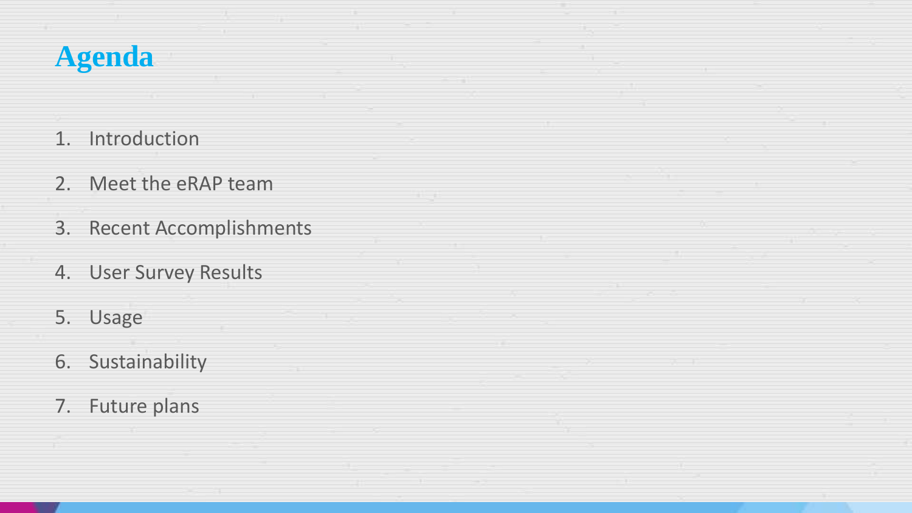# Agenda

1. Introduction
2. Meet the eRAP team
3. Recent Accomplishments
4. User Survey Results
5. Usage
6. Sustainability
7. Future plans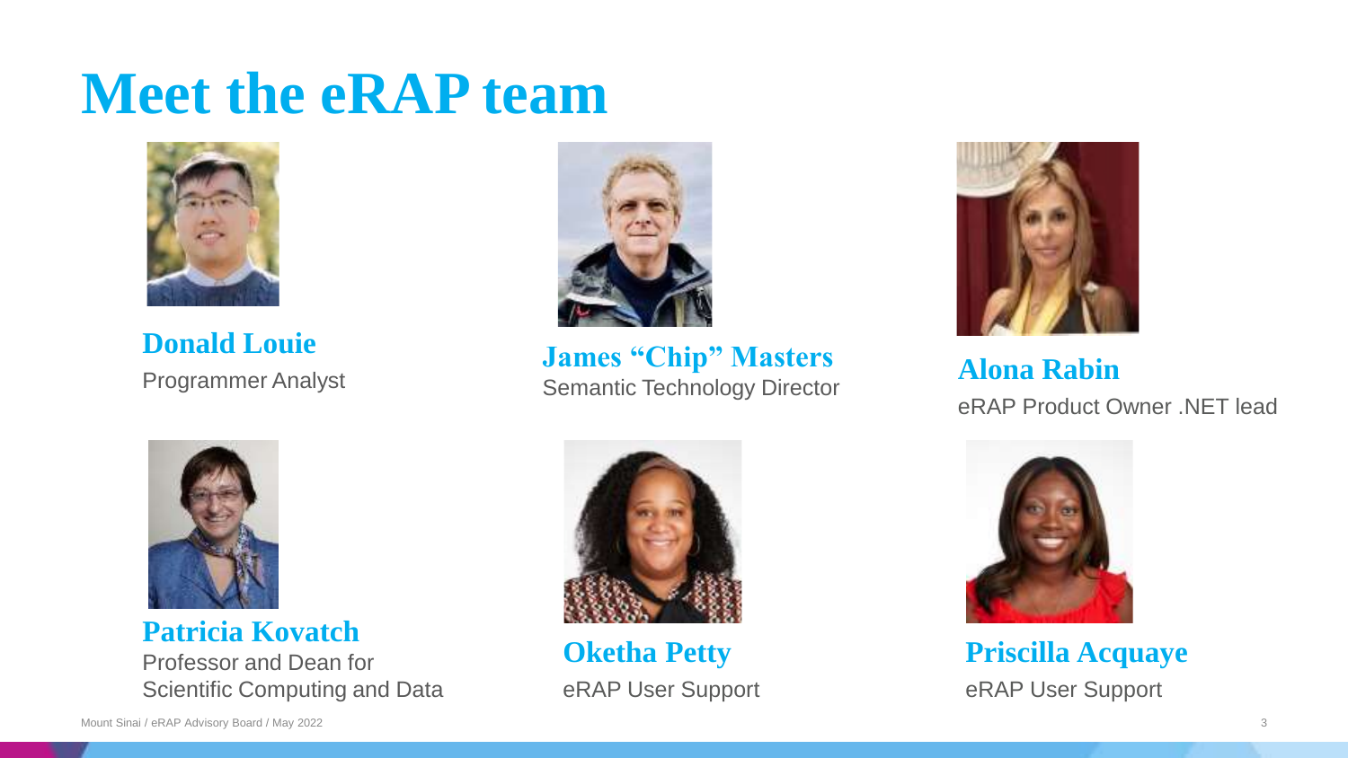# Meet the eRAP team

**Donald Louie**
Programmer Analyst

**James "Chip" Masters**
Semantic Technology Director

**Alona Rabin**
eRAP Product Owner .NET lead

**Patricia Kovatch**
Professor and Dean for Scientific Computing and Data

**Oketha Petty**
eRAP User Support

**Priscilla Acquaye**
eRAP User Support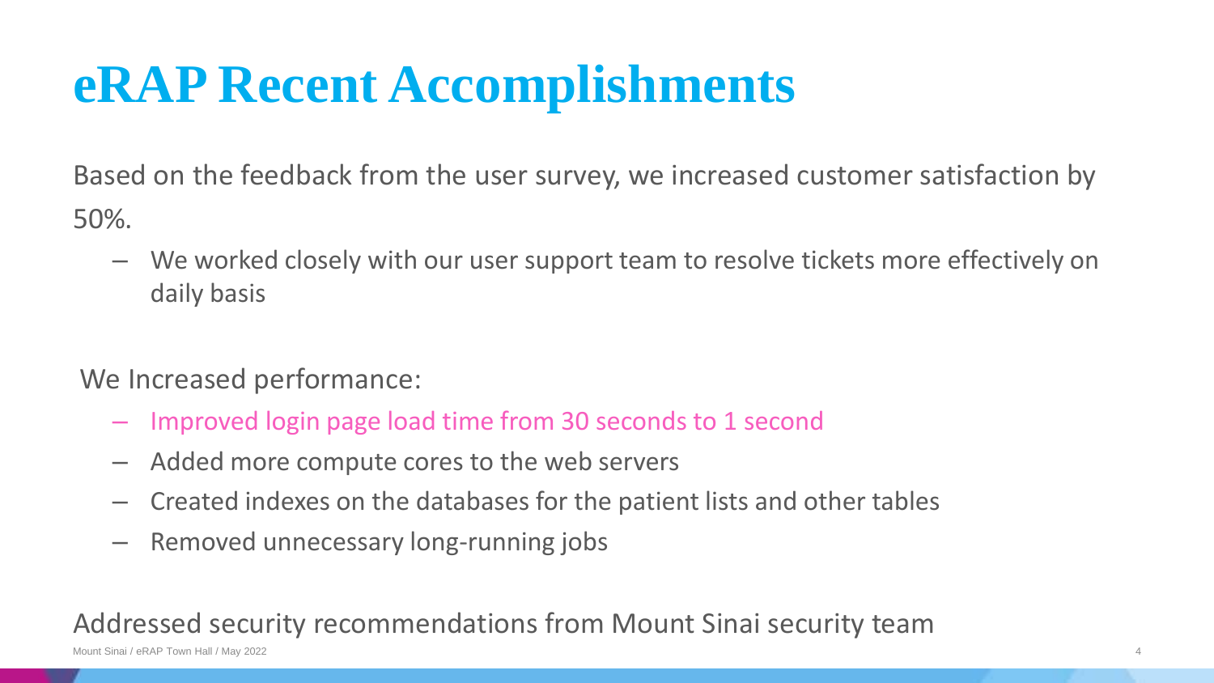# eRAP Recent Accomplishments

Based on the feedback from the user survey, we increased customer satisfaction by 50%.

- We worked closely with our user support team to resolve tickets more effectively on daily basis

We Increased performance:

- Improved login page load time from 30 seconds to 1 second
- Added more compute cores to the web servers
- Created indexes on the databases for the patient lists and other tables
- Removed unnecessary long-running jobs

Addressed security recommendations from Mount Sinai security team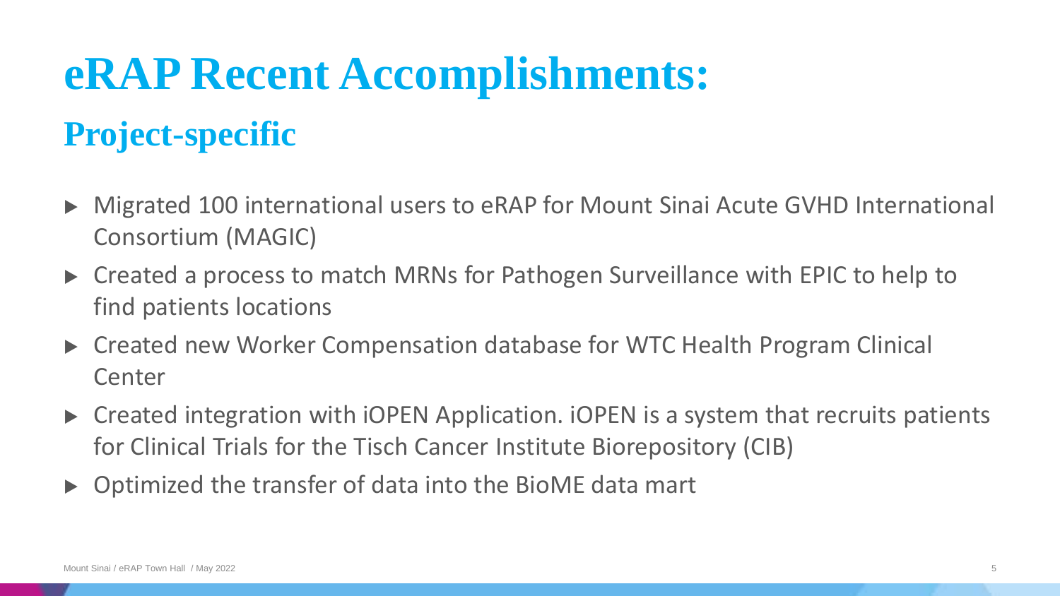# eRAP Recent Accomplishments:

## Project-specific

- Migrated 100 international users to eRAP for Mount Sinai Acute GVHD International Consortium (MAGIC)
- Created a process to match MRNs for Pathogen Surveillance with EPIC to help to find patients locations
- Created new Worker Compensation database for WTC Health Program Clinical Center
- Created integration with iOPEN Application. iOPEN is a system that recruits patients for Clinical Trials for the Tisch Cancer Institute Biorepository (CIB)
- Optimized the transfer of data into the BioME data mart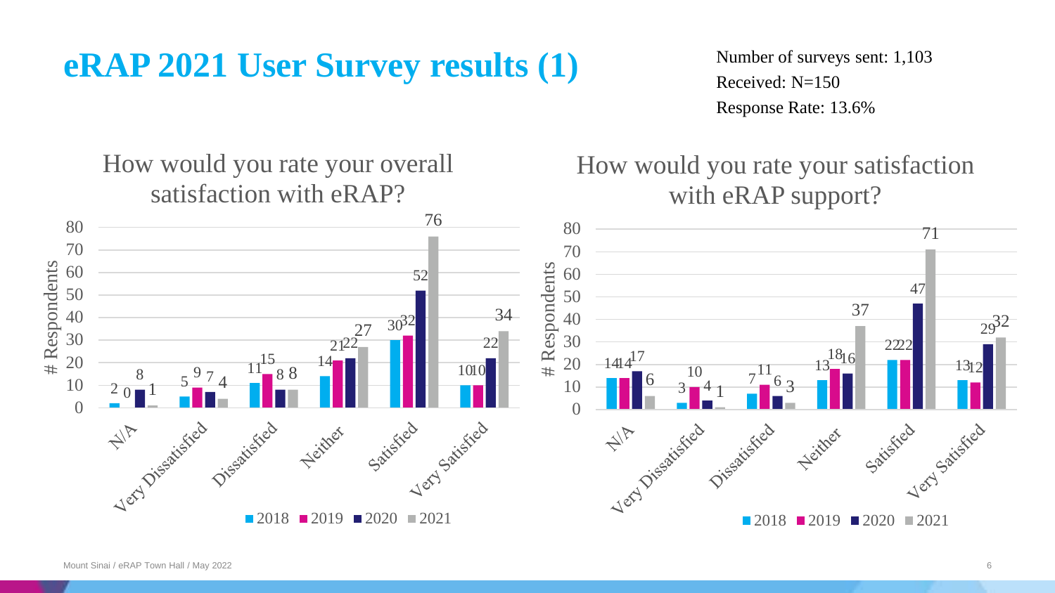# eRAP 2021 User Survey results (1)

Number of surveys sent: 1,103
Received: N=150
Response Rate: 13.6%

## How would you rate your overall satisfaction with eRAP?

| # Respondents | 2018 | 2019 | 2020 | 2021 |
|---|---|---|---|---|
| N/A | 2 | 0 | 8 | 1 |
| Very Dissatisfied | 5 | 9 | 7 | 4 |
| Dissatisfied | 11 | 15 | 8 | 8 |
| Neither | 14 | 21 | 22 | 27 |
| Satisfied | 30 | 32 | 52 | 76 |
| Very Satisfied | 10 | 10 | 22 | 34 |

## How would you rate your satisfaction with eRAP support?

| # Respondents | 2018 | 2019 | 2020 | 2021 |
|---|---|---|---|---|
| N/A | 14 | 14 | 17 | 6 |
| Very Dissatisfied | 3 | 10 | 4 | 1 |
| Dissatisfied | 7 | 11 | 6 | 3 |
| Neither | 13 | 18 | 16 | 37 |
| Satisfied | 22 | 22 | 47 | 71 |
| Very Satisfied | 13 | 12 | 29 | 32 |

Mount Sinai / eRAP Town Hall / May 2022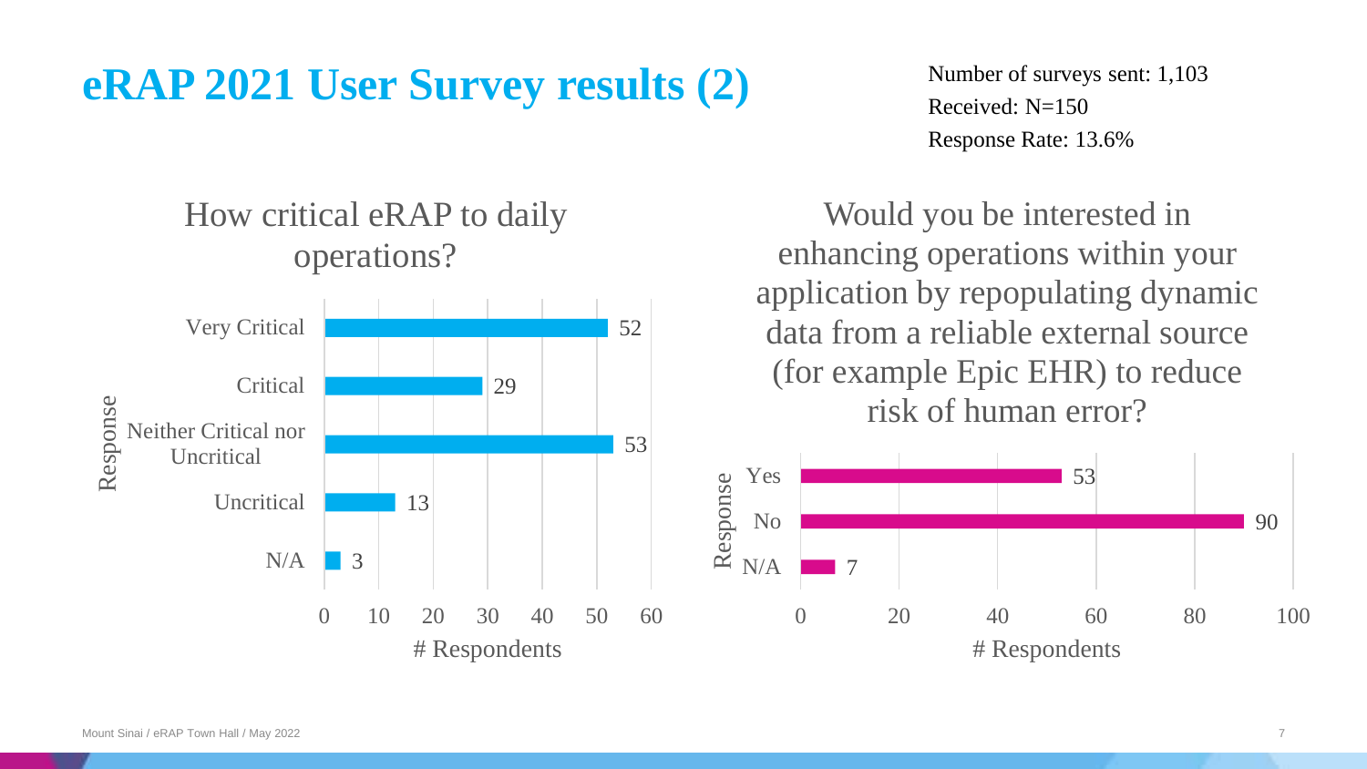# eRAP 2021 User Survey results (2)

Number of surveys sent: 1,103
Received: N=150
Response Rate: 13.6%

## How critical eRAP to daily operations?

| Response | # Respondents |
|---|---|
| Very Critical | 52 |
| Critical | 29 |
| Neither Critical nor Uncritical | 53 |
| Uncritical | 13 |
| N/A | 3 |

## Would you be interested in enhancing operations within your application by repopulating dynamic data from a reliable external source (for example Epic EHR) to reduce risk of human error?

| Response | # Respondents |
|---|---|
| Yes | 53 |
| No | 90 |
| N/A | 7 |

Mount Sinai / eRAP Town Hall / May 2022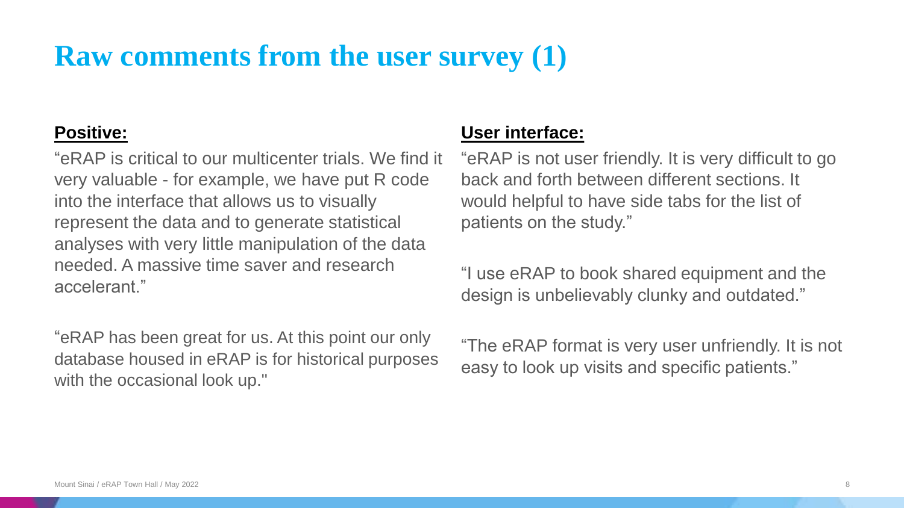# Raw comments from the user survey (1)

**Positive:**

"eRAP is critical to our multicenter trials. We find it very valuable - for example, we have put R code into the interface that allows us to visually represent the data and to generate statistical analyses with very little manipulation of the data needed. A massive time saver and research accelerant."

"eRAP has been great for us. At this point our only database housed in eRAP is for historical purposes with the occasional look up."

**User interface:**

"eRAP is not user friendly. It is very difficult to go back and forth between different sections. It would helpful to have side tabs for the list of patients on the study."

"I use eRAP to book shared equipment and the design is unbelievably clunky and outdated."

"The eRAP format is very user unfriendly. It is not easy to look up visits and specific patients."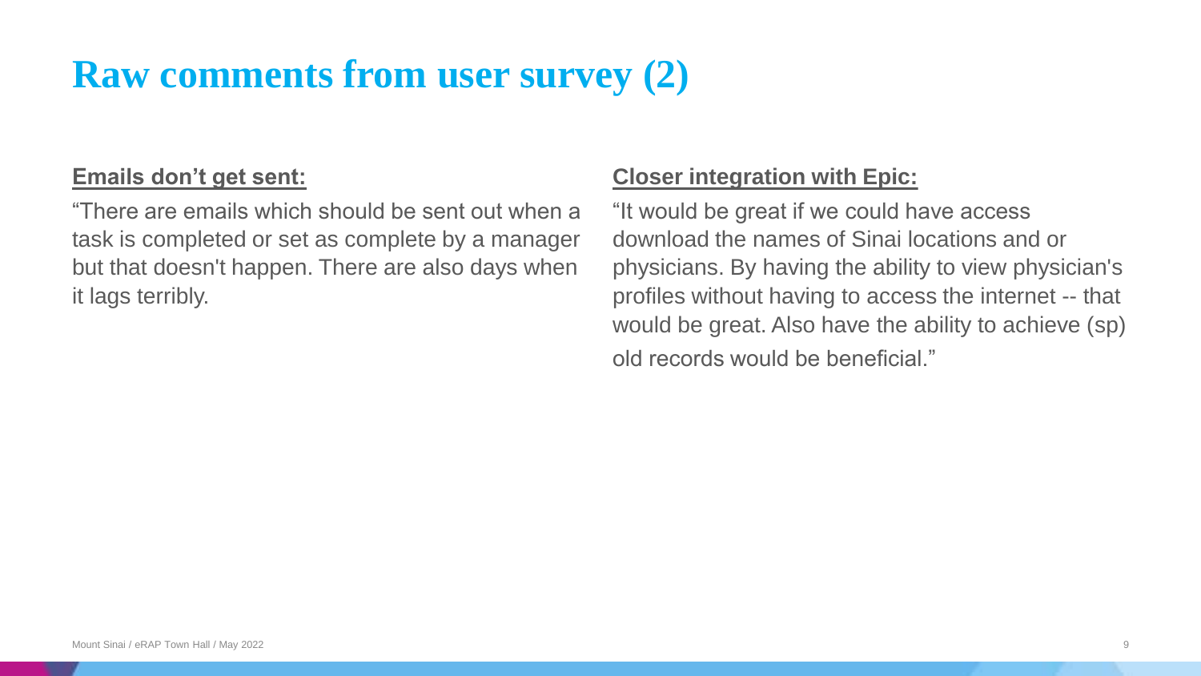# Raw comments from user survey (2)

**Emails don't get sent:**

"There are emails which should be sent out when a task is completed or set as complete by a manager but that doesn't happen. There are also days when it lags terribly.

**Closer integration with Epic:**

"It would be great if we could have access download the names of Sinai locations and or physicians. By having the ability to view physician's profiles without having to access the internet -- that would be great. Also have the ability to achieve (sp) old records would be beneficial."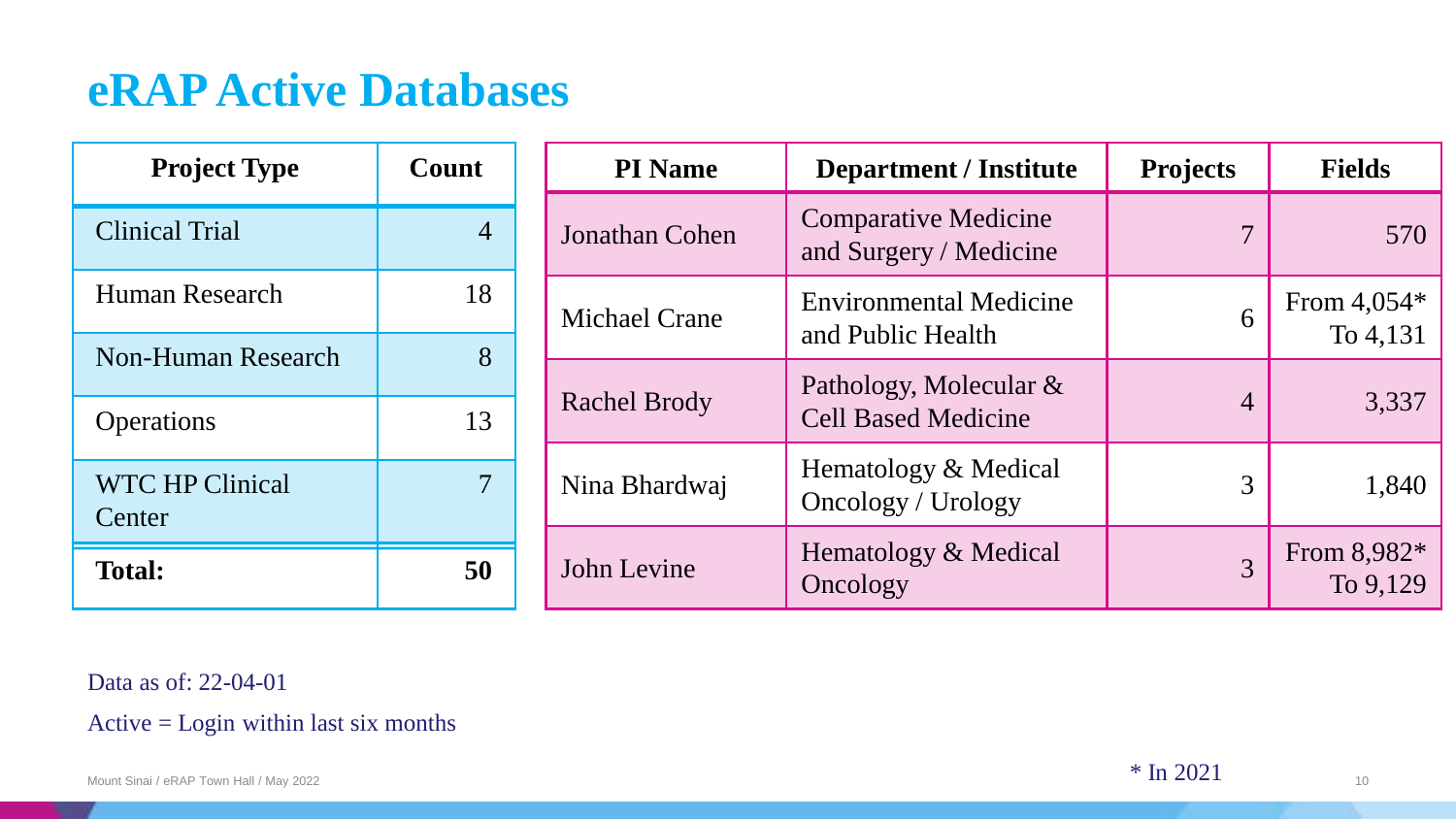# eRAP Active Databases

| Project Type | Count |
|---|---|
| Clinical Trial | 4 |
| Human Research | 18 |
| Non-Human Research | 8 |
| Operations | 13 |
| WTC HP Clinical Center | 7 |
| **Total:** | **50** |

| PI Name | Department / Institute | Projects | Fields |
|---|---|---|---|
| Jonathan Cohen | Comparative Medicine and Surgery / Medicine | 7 | 570 |
| Michael Crane | Environmental Medicine and Public Health | 6 | From 4,054* To 4,131 |
| Rachel Brody | Pathology, Molecular & Cell Based Medicine | 4 | 3,337 |
| Nina Bhardwaj | Hematology & Medical Oncology / Urology | 3 | 1,840 |
| John Levine | Hematology & Medical Oncology | 3 | From 8,982* To 9,129 |

Data as of: 22-04-01

Active = Login within last six months

* In 2021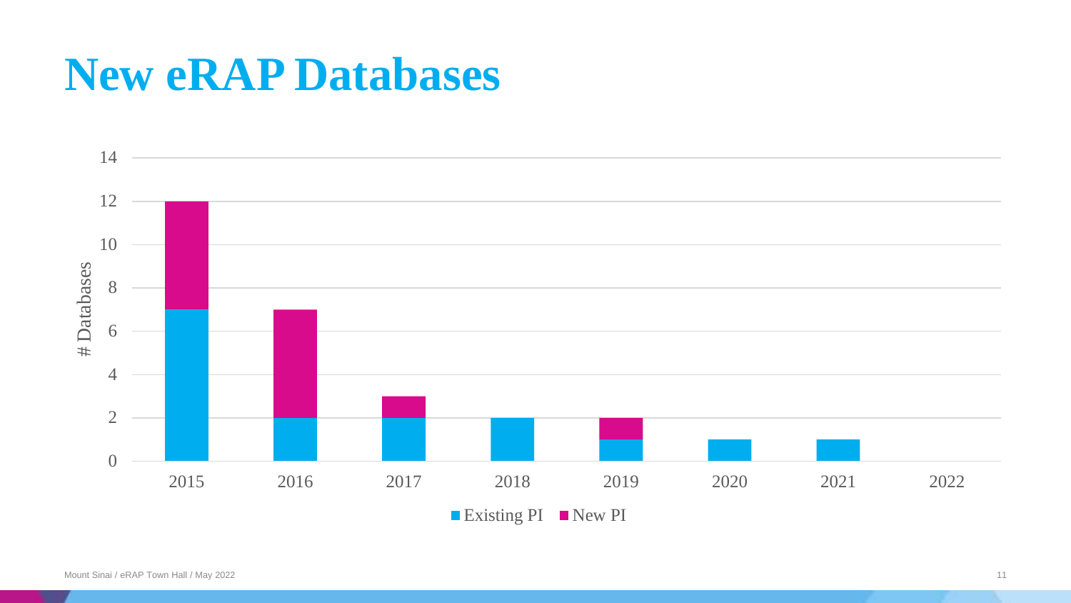# New eRAP Databases

| Year | Existing PI | New PI |
|---|---|---|
| 2015 | 7 | 5 |
| 2016 | 2 | 5 |
| 2017 | 2 | 1 |
| 2018 | 2 | 0 |
| 2019 | 1 | 1 |
| 2020 | 1 | 0 |
| 2021 | 1 | 0 |
| 2022 | 0 | 0 |

Y-axis: # Databases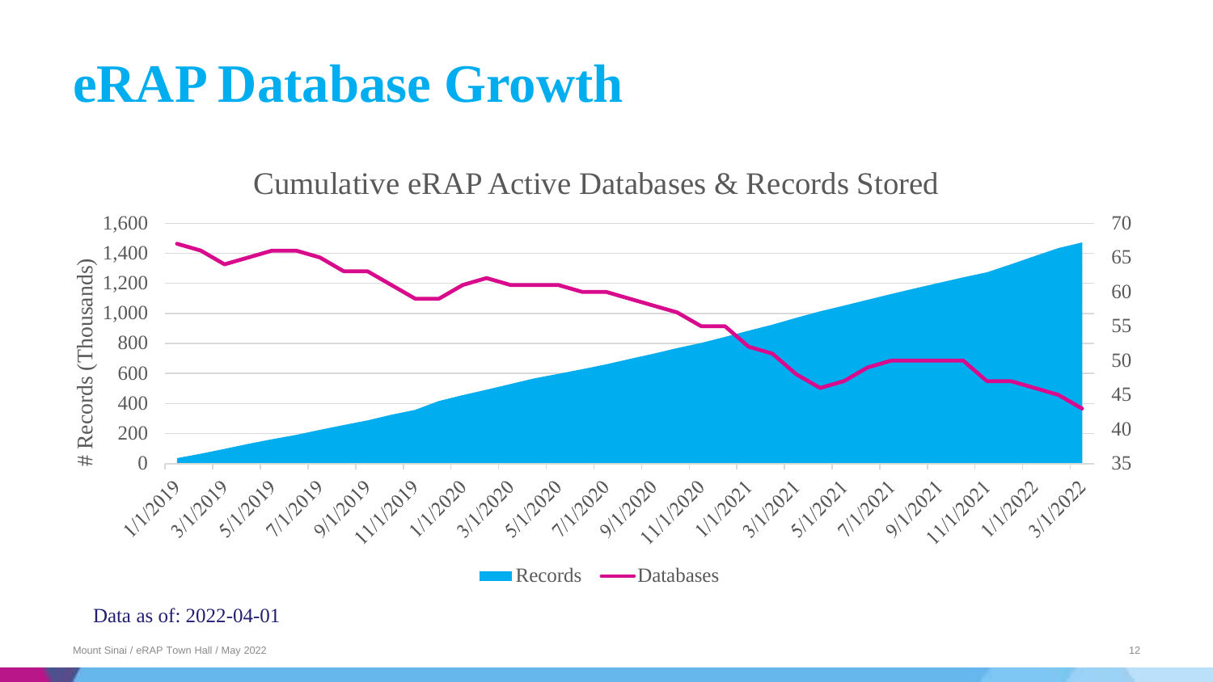# eRAP Database Growth

Cumulative eRAP Active Databases & Records Stored

Data as of: 2022-04-01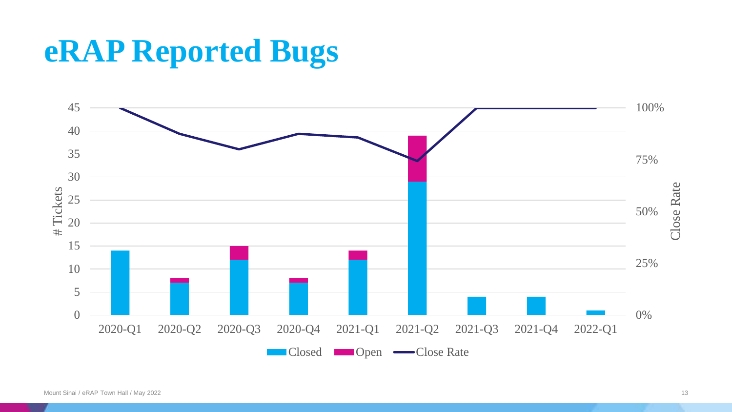# eRAP Reported Bugs

| Quarter | Closed | Open |
|---|---|---|
| 2020-Q1 | 14 | 0 |
| 2020-Q2 | 7 | 1 |
| 2020-Q3 | 12 | 3 |
| 2020-Q4 | 7 | 1 |
| 2021-Q1 | 12 | 2 |
| 2021-Q2 | 29 | 10 |
| 2021-Q3 | 4 | 0 |
| 2021-Q4 | 4 | 0 |
| 2022-Q1 | 1 | 0 |

Legend: Closed, Open, Close Rate

Axes: # Tickets (0–45); Close Rate (0%–100%)

Mount Sinai / eRAP Town Hall / May 2022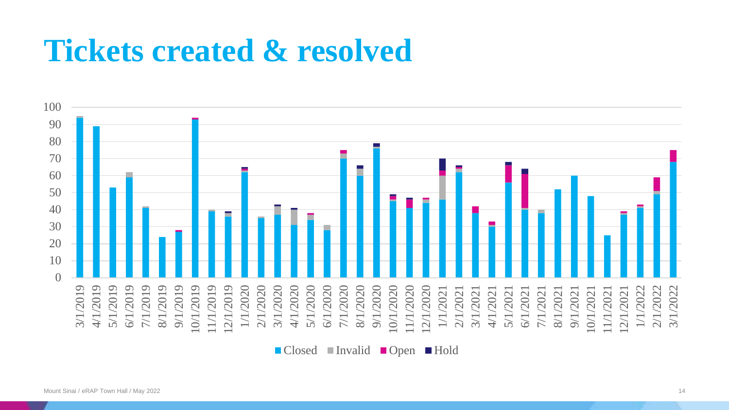# Tickets created & resolved

Legend: Closed, Invalid, Open, Hold

Y-axis: 0–100

X-axis: 3/1/2019, 4/1/2019, 5/1/2019, 6/1/2019, 7/1/2019, 8/1/2019, 9/1/2019, 10/1/2019, 11/1/2019, 12/1/2019, 1/1/2020, 2/1/2020, 3/1/2020, 4/1/2020, 5/1/2020, 6/1/2020, 7/1/2020, 8/1/2020, 9/1/2020, 10/1/2020, 11/1/2020, 12/1/2020, 1/1/2021, 2/1/2021, 3/1/2021, 4/1/2021, 5/1/2021, 6/1/2021, 7/1/2021, 8/1/2021, 9/1/2021, 10/1/2021, 11/1/2021, 12/1/2021, 1/1/2022, 2/1/2022, 3/1/2022

Mount Sinai / eRAP Town Hall / May 2022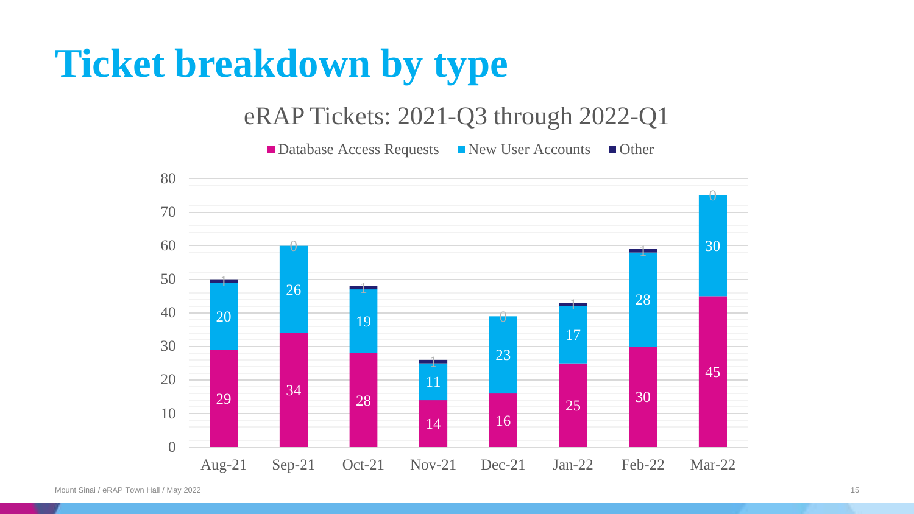# Ticket breakdown by type

## eRAP Tickets: 2021-Q3 through 2022-Q1

| Month | Database Access Requests | New User Accounts | Other |
| --- | --- | --- | --- |
| Aug-21 | 29 | 20 | 1 |
| Sep-21 | 34 | 26 | 0 |
| Oct-21 | 28 | 19 | 1 |
| Nov-21 | 14 | 11 | 1 |
| Dec-21 | 16 | 23 | 0 |
| Jan-22 | 25 | 17 | 1 |
| Feb-22 | 30 | 28 | 1 |
| Mar-22 | 45 | 30 | 0 |

Mount Sinai / eRAP Town Hall / May 2022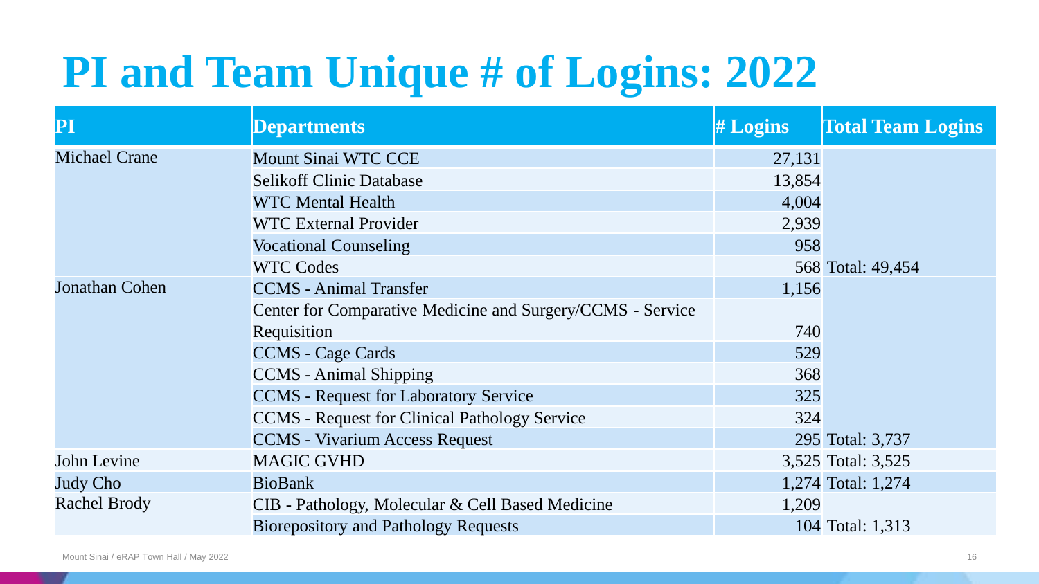# PI and Team Unique # of Logins: 2022

| PI | Departments | # Logins | Total Team Logins |
|---|---|---|---|
| Michael Crane | Mount Sinai WTC CCE | 27,131 | |
| | Selikoff Clinic Database | 13,854 | |
| | WTC Mental Health | 4,004 | |
| | WTC External Provider | 2,939 | |
| | Vocational Counseling | 958 | |
| | WTC Codes | 568 | Total: 49,454 |
| Jonathan Cohen | CCMS - Animal Transfer | 1,156 | |
| | Center for Comparative Medicine and Surgery/CCMS - Service Requisition | 740 | |
| | CCMS - Cage Cards | 529 | |
| | CCMS - Animal Shipping | 368 | |
| | CCMS - Request for Laboratory Service | 325 | |
| | CCMS - Request for Clinical Pathology Service | 324 | |
| | CCMS - Vivarium Access Request | 295 | Total: 3,737 |
| John Levine | MAGIC GVHD | 3,525 | Total: 3,525 |
| Judy Cho | BioBank | 1,274 | Total: 1,274 |
| Rachel Brody | CIB - Pathology, Molecular & Cell Based Medicine | 1,209 | |
| | Biorepository and Pathology Requests | 104 | Total: 1,313 |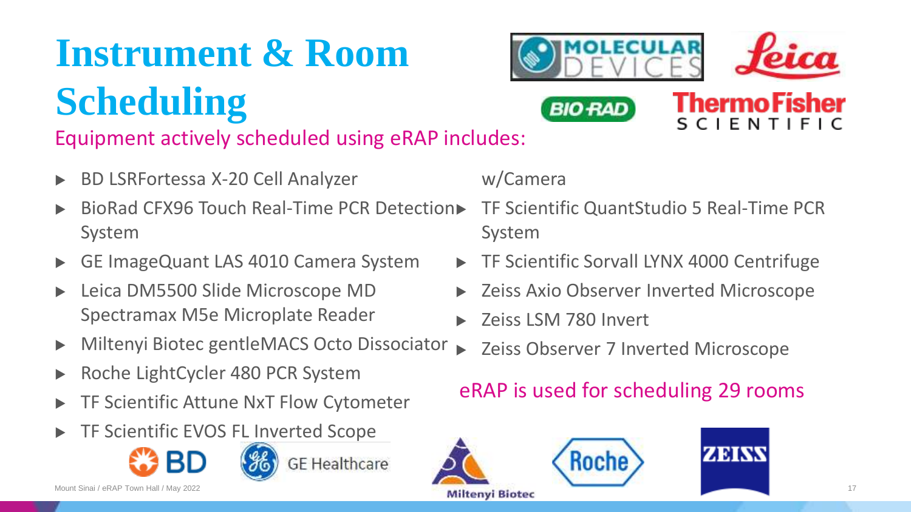# Instrument & Room Scheduling

Equipment actively scheduled using eRAP includes:

- BD LSRFortessa X-20 Cell Analyzer
- BioRad CFX96 Touch Real-Time PCR Detection System
- GE ImageQuant LAS 4010 Camera System
- Leica DM5500 Slide Microscope MD Spectramax M5e Microplate Reader
- Miltenyi Biotec gentleMACS Octo Dissociator
- Roche LightCycler 480 PCR System
- TF Scientific Attune NxT Flow Cytometer
- TF Scientific EVOS FL Inverted Scope w/Camera
- TF Scientific QuantStudio 5 Real-Time PCR System
- TF Scientific Sorvall LYNX 4000 Centrifuge
- Zeiss Axio Observer Inverted Microscope
- Zeiss LSM 780 Invert
- Zeiss Observer 7 Inverted Microscope

eRAP is used for scheduling 29 rooms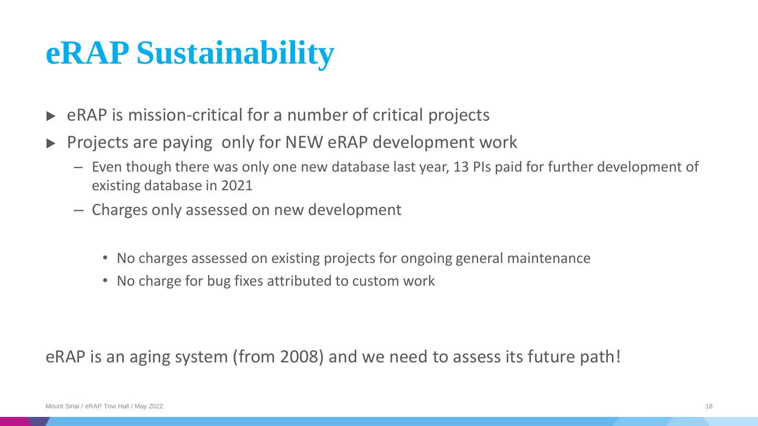# eRAP Sustainability

- eRAP is mission-critical for a number of critical projects
- Projects are paying only for NEW eRAP development work
  - Even though there was only one new database last year, 13 PIs paid for further development of existing database in 2021
  - Charges only assessed on new development
    - No charges assessed on existing projects for ongoing general maintenance
    - No charge for bug fixes attributed to custom work

eRAP is an aging system (from 2008) and we need to assess its future path!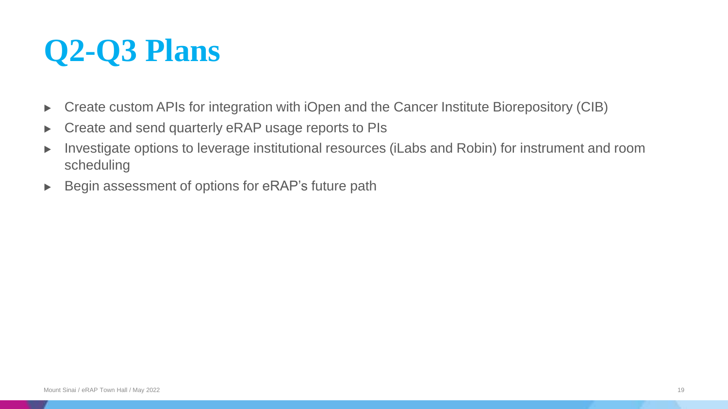# Q2-Q3 Plans

- Create custom APIs for integration with iOpen and the Cancer Institute Biorepository (CIB)
- Create and send quarterly eRAP usage reports to PIs
- Investigate options to leverage institutional resources (iLabs and Robin) for instrument and room scheduling
- Begin assessment of options for eRAP's future path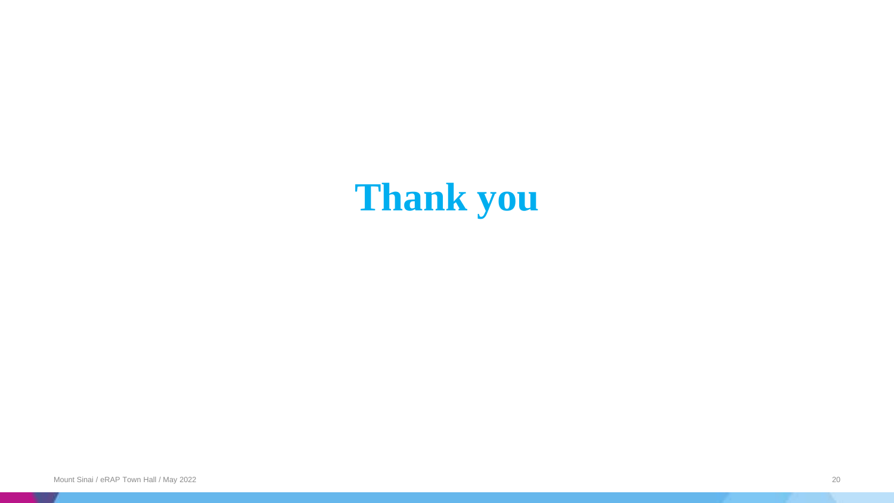# Thank you